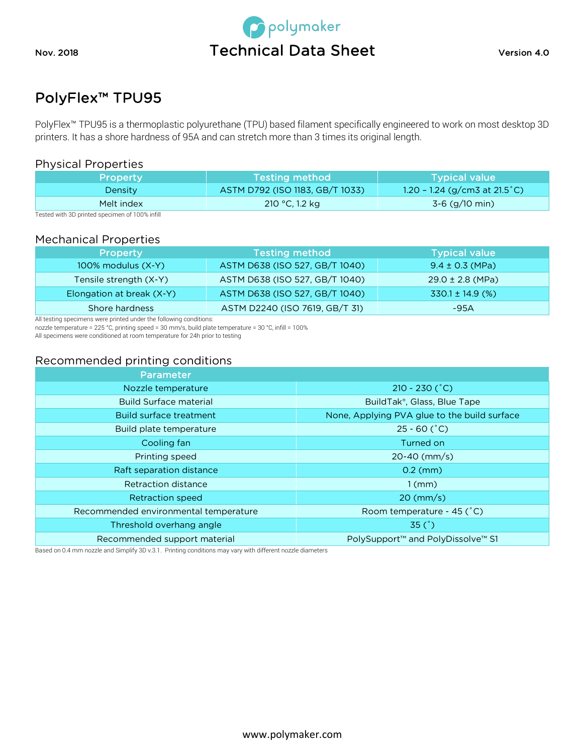Nov. 2018 | **Technical Data Sheet** | Version 4.0

# PolyFlex™ TPU95

PolyFlex™ TPU95 is a thermoplastic polyurethane (TPU) based filament specifically engineered to work on most desktop 3D printers. It has a shore hardness of 95A and can stretch more than 3 times its original length.

## Physical Properties

| Property | Testing method | Typical value |
|---|---|---|
| Density | ASTM D792 (ISO 1183, GB/T 1033) | 1.20 – 1.24 (g/cm3 at 21.5˚C) |
| Melt index | 210 °C, 1.2 kg | 3-6 (g/10 min) |

Tested with 3D printed specimen of 100% infill

## Mechanical Properties

| Property | Testing method | Typical value |
|---|---|---|
| 100% modulus (X-Y) | ASTM D638 (ISO 527, GB/T 1040) | 9.4 ± 0.3 (MPa) |
| Tensile strength (X-Y) | ASTM D638 (ISO 527, GB/T 1040) | 29.0 ± 2.8 (MPa) |
| Elongation at break (X-Y) | ASTM D638 (ISO 527, GB/T 1040) | 330.1 ± 14.9 (%) |
| Shore hardness | ASTM D2240 (ISO 7619, GB/T 31) | ~95A |

All testing specimens were printed under the following conditions:
nozzle temperature = 225 °C, printing speed = 30 mm/s, build plate temperature = 30 °C, infill = 100%
All specimens were conditioned at room temperature for 24h prior to testing

## Recommended printing conditions

| Parameter | |
|---|---|
| Nozzle temperature | 210 - 230 (˚C) |
| Build Surface material | BuildTak®, Glass, Blue Tape |
| Build surface treatment | None, Applying PVA glue to the build surface |
| Build plate temperature | 25 - 60 (˚C) |
| Cooling fan | Turned on |
| Printing speed | 20-40 (mm/s) |
| Raft separation distance | 0.2 (mm) |
| Retraction distance | 1 (mm) |
| Retraction speed | 20 (mm/s) |
| Recommended environmental temperature | Room temperature - 45 (˚C) |
| Threshold overhang angle | 35 (˚) |
| Recommended support material | PolySupport™ and PolyDissolve™ S1 |

Based on 0.4 mm nozzle and Simplify 3D v.3.1. Printing conditions may vary with different nozzle diameters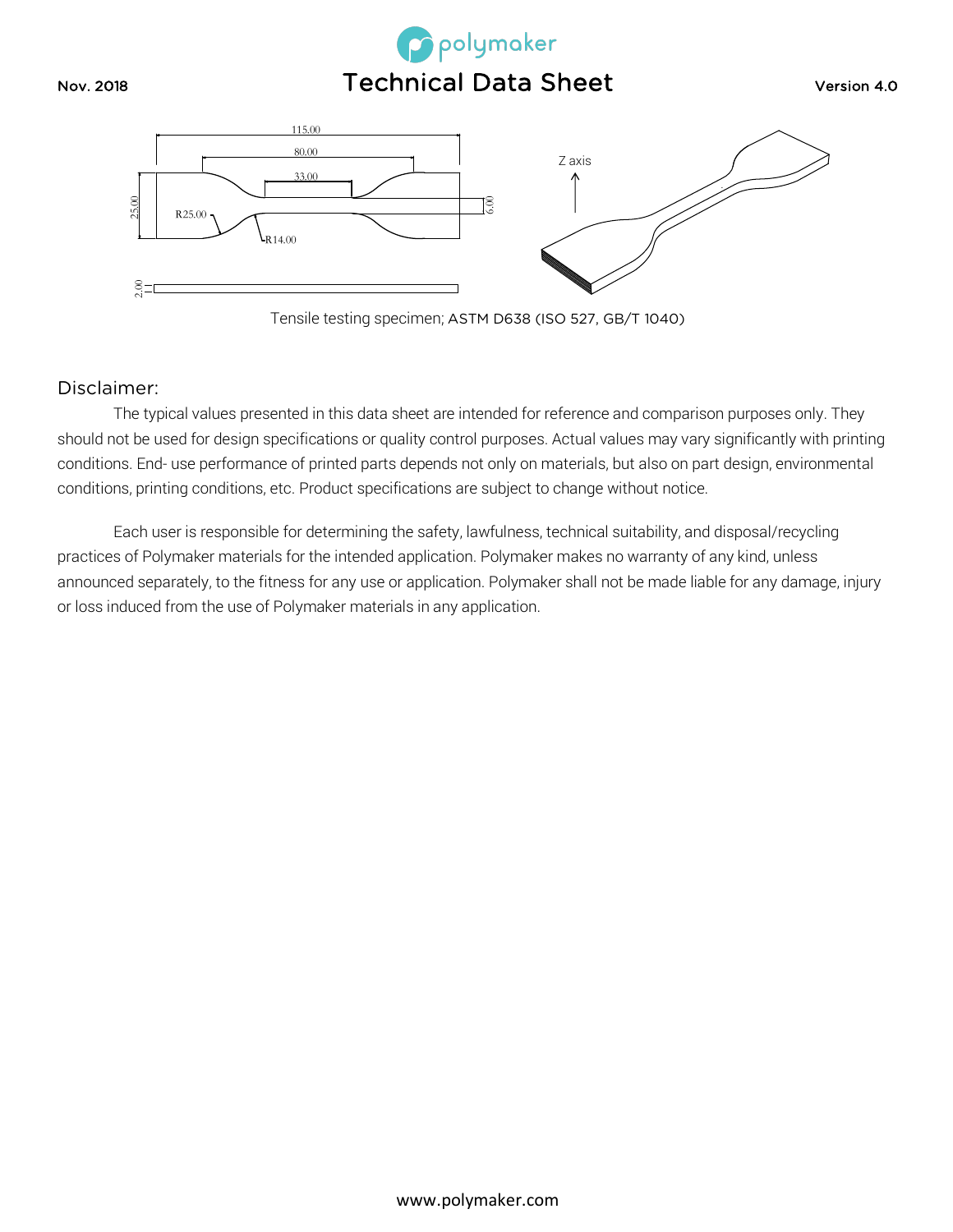115.00
80.00
33.00
25.00
R25.00
R14.00
6.00
2.00
Z axis

Tensile testing specimen; ASTM D638 (ISO 527, GB/T 1040)

## Disclaimer:

The typical values presented in this data sheet are intended for reference and comparison purposes only. They should not be used for design specifications or quality control purposes. Actual values may vary significantly with printing conditions. End- use performance of printed parts depends not only on materials, but also on part design, environmental conditions, printing conditions, etc. Product specifications are subject to change without notice.

Each user is responsible for determining the safety, lawfulness, technical suitability, and disposal/recycling practices of Polymaker materials for the intended application. Polymaker makes no warranty of any kind, unless announced separately, to the fitness for any use or application. Polymaker shall not be made liable for any damage, injury or loss induced from the use of Polymaker materials in any application.